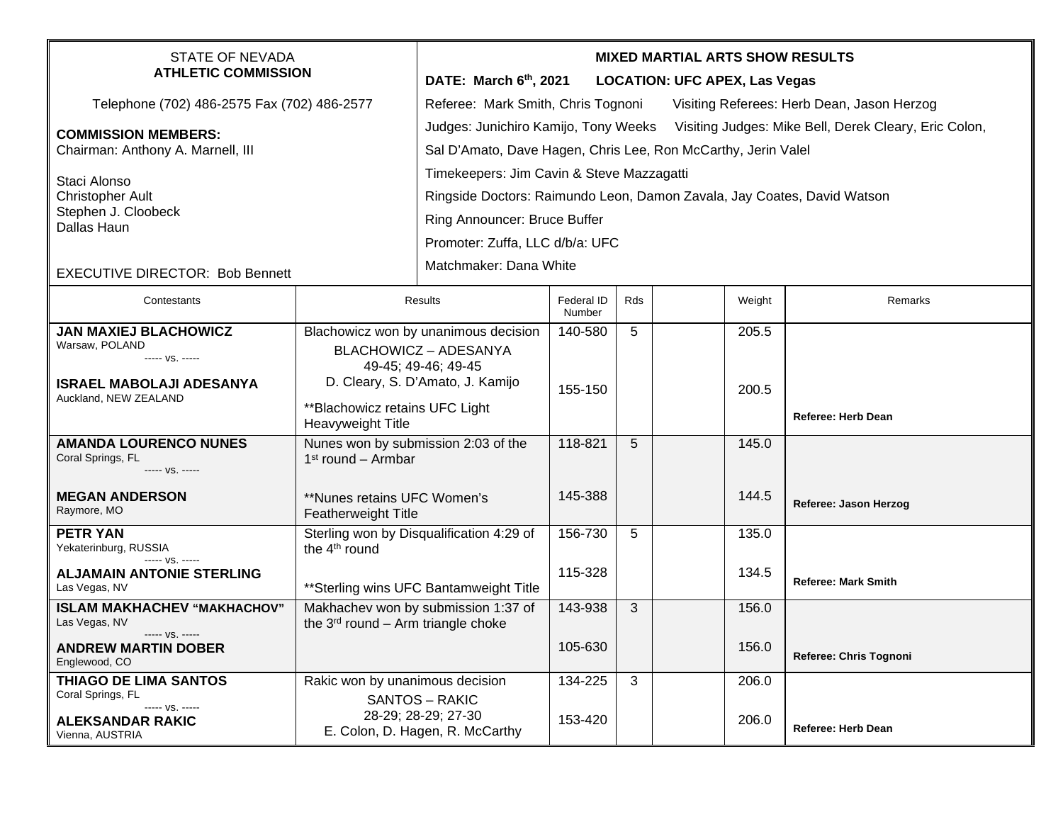STATE OF NEVADA
**ATHLETIC COMMISSION**

Telephone (702) 486-2575 Fax (702) 486-2577

**COMMISSION MEMBERS:**
Chairman: Anthony A. Marnell, III

Staci Alonso
Christopher Ault
Stephen J. Cloobeck
Dallas Haun

EXECUTIVE DIRECTOR: Bob Bennett

**MIXED MARTIAL ARTS SHOW RESULTS**

**DATE: March 6th, 2021 LOCATION: UFC APEX, Las Vegas**

Referee: Mark Smith, Chris Tognoni Visiting Referees: Herb Dean, Jason Herzog

Judges: Junichiro Kamijo, Tony Weeks Visiting Judges: Mike Bell, Derek Cleary, Eric Colon, Sal D'Amato, Dave Hagen, Chris Lee, Ron McCarthy, Jerin Valel

Timekeepers: Jim Cavin & Steve Mazzagatti

Ringside Doctors: Raimundo Leon, Damon Zavala, Jay Coates, David Watson

Ring Announcer: Bruce Buffer

Promoter: Zuffa, LLC d/b/a: UFC

Matchmaker: Dana White

| Contestants | Results | Federal ID Number | Rds | | Weight | Remarks |
|---|---|---|---|---|---|---|
| **JAN MAXIEJ BLACHOWICZ** Warsaw, POLAND | Blachowicz won by unanimous decision BLACHOWICZ – ADESANYA 49-45; 49-46; 49-45 D. Cleary, S. D'Amato, J. Kamijo | 140-580 | 5 | | 205.5 | |
| ----- vs. ----- | | | | | | |
| **ISRAEL MABOLAJI ADESANYA** Auckland, NEW ZEALAND | **Blachowicz retains UFC Light Heavyweight Title | 155-150 | | | 200.5 | **Referee: Herb Dean** |
| **AMANDA LOURENCO NUNES** Coral Springs, FL | Nunes won by submission 2:03 of the 1st round – Armbar | 118-821 | 5 | | 145.0 | |
| ----- vs. ----- | | | | | | |
| **MEGAN ANDERSON** Raymore, MO | **Nunes retains UFC Women's Featherweight Title | 145-388 | | | 144.5 | **Referee: Jason Herzog** |
| **PETR YAN** Yekaterinburg, RUSSIA | Sterling won by Disqualification 4:29 of the 4th round | 156-730 | 5 | | 135.0 | |
| ----- vs. ----- | | | | | | |
| **ALJAMAIN ANTONIE STERLING** Las Vegas, NV | **Sterling wins UFC Bantamweight Title | 115-328 | | | 134.5 | **Referee: Mark Smith** |
| **ISLAM MAKHACHEV "MAKHACHOV"** Las Vegas, NV | Makhachev won by submission 1:37 of the 3rd round – Arm triangle choke | 143-938 | 3 | | 156.0 | |
| ----- vs. ----- | | | | | | |
| **ANDREW MARTIN DOBER** Englewood, CO | | 105-630 | | | 156.0 | **Referee: Chris Tognoni** |
| **THIAGO DE LIMA SANTOS** Coral Springs, FL | Rakic won by unanimous decision SANTOS – RAKIC 28-29; 28-29; 27-30 E. Colon, D. Hagen, R. McCarthy | 134-225 | 3 | | 206.0 | |
| ----- vs. ----- | | | | | | |
| **ALEKSANDAR RAKIC** Vienna, AUSTRIA | | 153-420 | | | 206.0 | **Referee: Herb Dean** |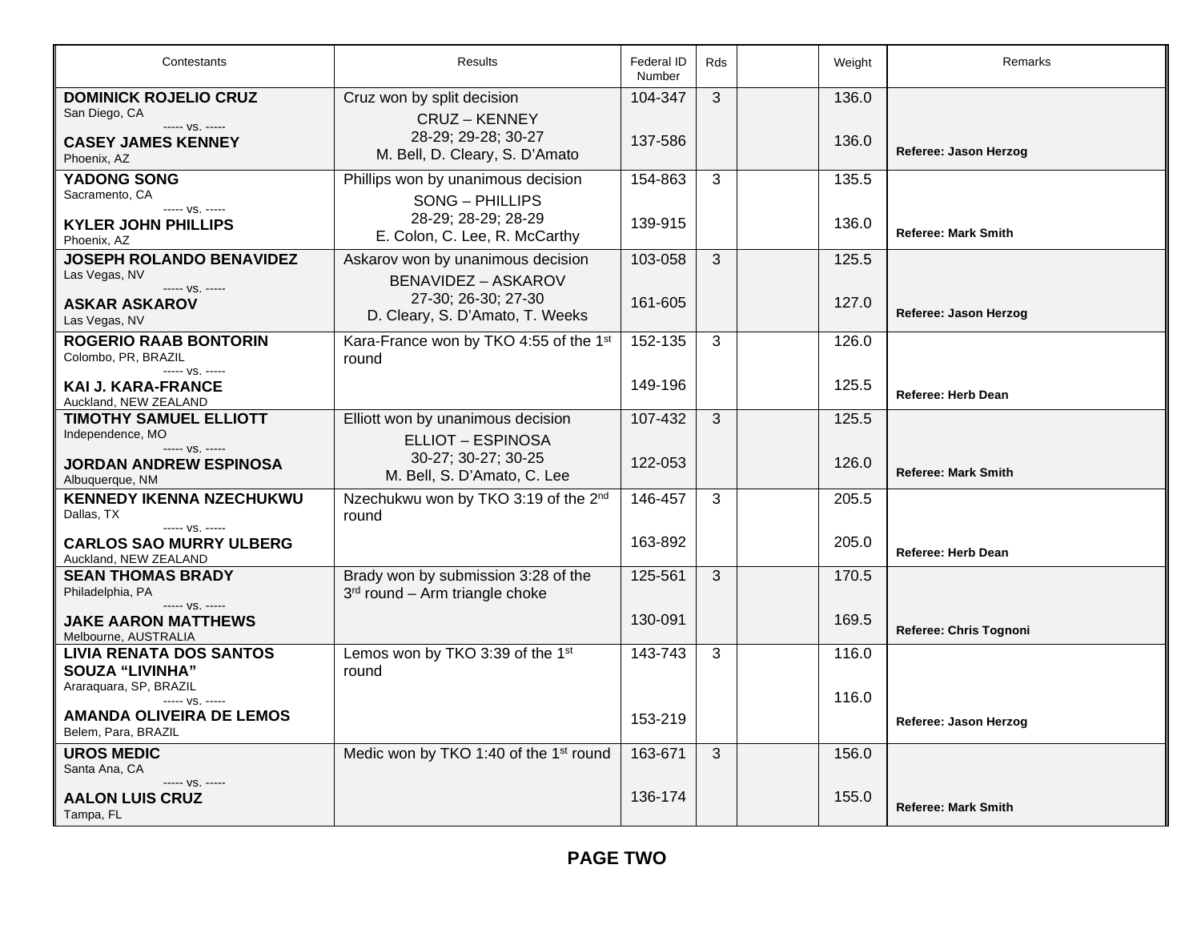| Contestants | Results | Federal ID Number | Rds | | Weight | Remarks |
|---|---|---|---|---|---|---|
| **DOMINICK ROJELIO CRUZ**<br>San Diego, CA<br>----- vs. -----<br>**CASEY JAMES KENNEY**<br>Phoenix, AZ | Cruz won by split decision<br>CRUZ – KENNEY<br>28-29; 29-28; 30-27<br>M. Bell, D. Cleary, S. D’Amato | 104-347<br><br>137-586 | 3 | | 136.0<br><br>136.0 | **Referee: Jason Herzog** |
| **YADONG SONG**<br>Sacramento, CA<br>----- vs. -----<br>**KYLER JOHN PHILLIPS**<br>Phoenix, AZ | Phillips won by unanimous decision<br>SONG – PHILLIPS<br>28-29; 28-29; 28-29<br>E. Colon, C. Lee, R. McCarthy | 154-863<br><br>139-915 | 3 | | 135.5<br><br>136.0 | **Referee: Mark Smith** |
| **JOSEPH ROLANDO BENAVIDEZ**<br>Las Vegas, NV<br>----- vs. -----<br>**ASKAR ASKAROV**<br>Las Vegas, NV | Askarov won by unanimous decision<br>BENAVIDEZ – ASKAROV<br>27-30; 26-30; 27-30<br>D. Cleary, S. D’Amato, T. Weeks | 103-058<br><br>161-605 | 3 | | 125.5<br><br>127.0 | **Referee: Jason Herzog** |
| **ROGERIO RAAB BONTORIN**<br>Colombo, PR, BRAZIL<br>----- vs. -----<br>**KAI J. KARA-FRANCE**<br>Auckland, NEW ZEALAND | Kara-France won by TKO 4:55 of the 1st round | 152-135<br><br>149-196 | 3 | | 126.0<br><br>125.5 | **Referee: Herb Dean** |
| **TIMOTHY SAMUEL ELLIOTT**<br>Independence, MO<br>----- vs. -----<br>**JORDAN ANDREW ESPINOSA**<br>Albuquerque, NM | Elliott won by unanimous decision<br>ELLIOT – ESPINOSA<br>30-27; 30-27; 30-25<br>M. Bell, S. D’Amato, C. Lee | 107-432<br><br>122-053 | 3 | | 125.5<br><br>126.0 | **Referee: Mark Smith** |
| **KENNEDY IKENNA NZECHUKWU**<br>Dallas, TX<br>----- vs. -----<br>**CARLOS SAO MURRY ULBERG**<br>Auckland, NEW ZEALAND | Nzechukwu won by TKO 3:19 of the 2nd round | 146-457<br><br>163-892 | 3 | | 205.5<br><br>205.0 | **Referee: Herb Dean** |
| **SEAN THOMAS BRADY**<br>Philadelphia, PA<br>----- vs. -----<br>**JAKE AARON MATTHEWS**<br>Melbourne, AUSTRALIA | Brady won by submission 3:28 of the 3rd round – Arm triangle choke | 125-561<br><br>130-091 | 3 | | 170.5<br><br>169.5 | **Referee: Chris Tognoni** |
| **LIVIA RENATA DOS SANTOS SOUZA “LIVINHA”**<br>Araraquara, SP, BRAZIL<br>----- vs. -----<br>**AMANDA OLIVEIRA DE LEMOS**<br>Belem, Para, BRAZIL | Lemos won by TKO 3:39 of the 1st round | 143-743<br><br>153-219 | 3 | | 116.0<br><br>116.0 | **Referee: Jason Herzog** |
| **UROS MEDIC**<br>Santa Ana, CA<br>----- vs. -----<br>**AALON LUIS CRUZ**<br>Tampa, FL | Medic won by TKO 1:40 of the 1st round | 163-671<br><br>136-174 | 3 | | 156.0<br><br>155.0 | **Referee: Mark Smith** |

**PAGE TWO**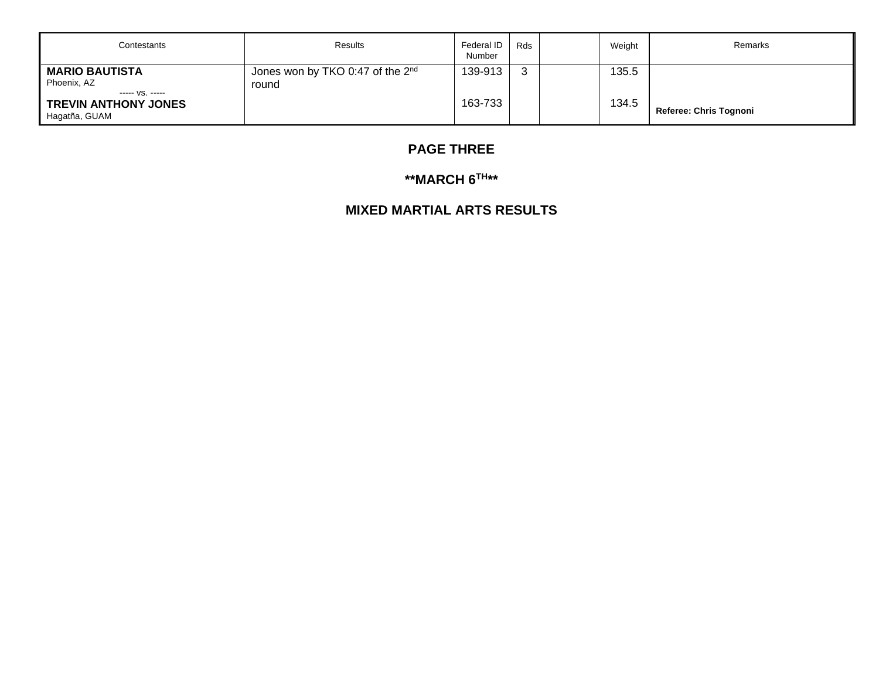| Contestants | Results | Federal ID Number | Rds | | Weight | Remarks |
|---|---|---|---|---|---|---|
| **MARIO BAUTISTA** Phoenix, AZ ----- vs. ----- | Jones won by TKO 0:47 of the 2nd round | 139-913 | 3 | | 135.5 | |
| **TREVIN ANTHONY JONES** Hagatña, GUAM | | 163-733 | | | 134.5 | **Referee: Chris Tognoni** |

## PAGE THREE

## \*\*MARCH 6TH\*\*

## MIXED MARTIAL ARTS RESULTS